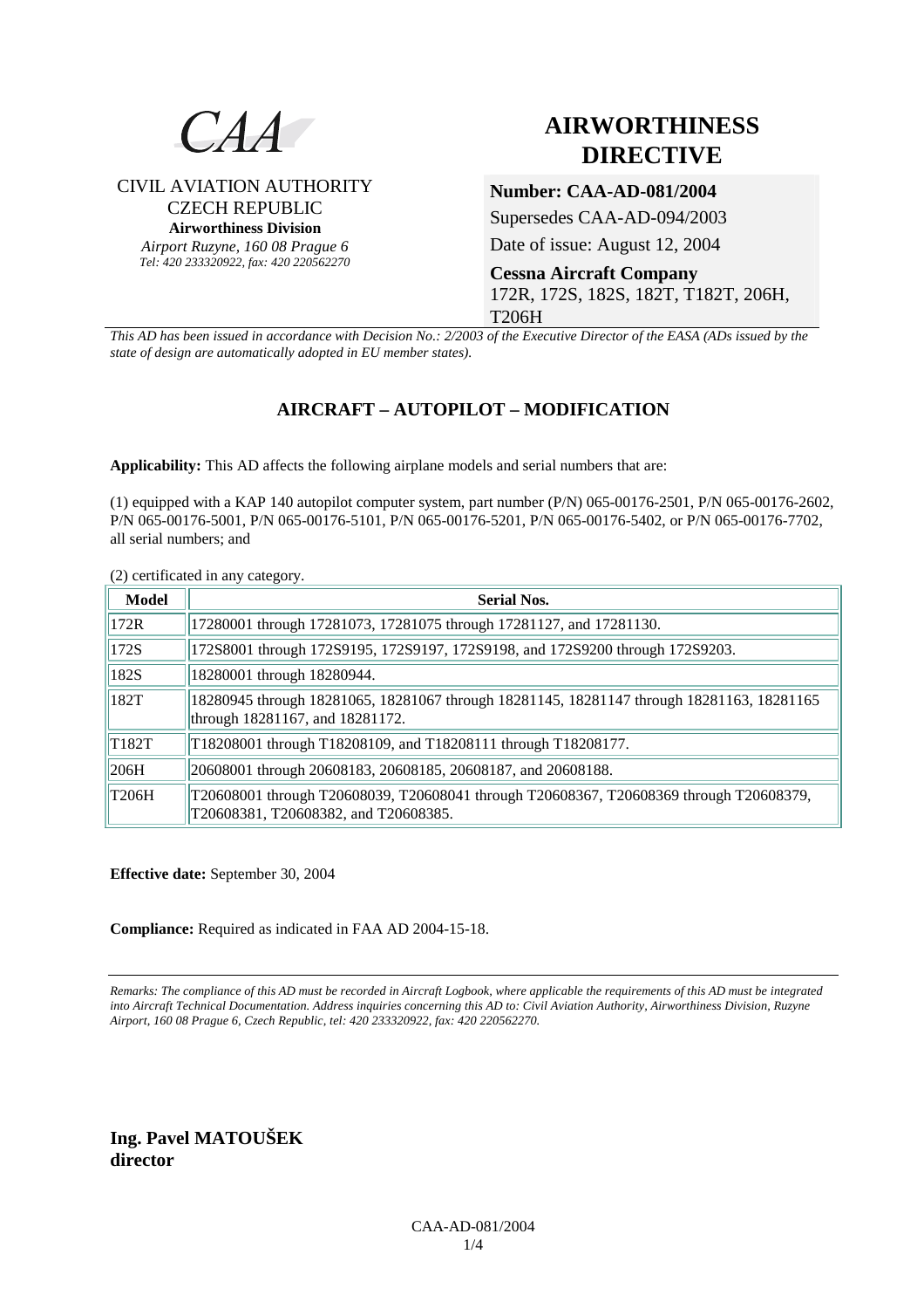CAA

CIVIL AVIATION AUTHORITY
CZECH REPUBLIC
**Airworthiness Division**
*Airport Ruzyne, 160 08 Prague 6*
*Tel: 420 233320922, fax: 420 220562270*

# AIRWORTHINESS DIRECTIVE

**Number: CAA-AD-081/2004**

Supersedes CAA-AD-094/2003

Date of issue: August 12, 2004

**Cessna Aircraft Company**
172R, 172S, 182S, 182T, T182T, 206H, T206H

*This AD has been issued in accordance with Decision No.: 2/2003 of the Executive Director of the EASA (ADs issued by the state of design are automatically adopted in EU member states).*

## AIRCRAFT – AUTOPILOT – MODIFICATION

**Applicability:** This AD affects the following airplane models and serial numbers that are:

(1) equipped with a KAP 140 autopilot computer system, part number (P/N) 065-00176-2501, P/N 065-00176-2602, P/N 065-00176-5001, P/N 065-00176-5101, P/N 065-00176-5201, P/N 065-00176-5402, or P/N 065-00176-7702, all serial numbers; and

(2) certificated in any category.

| Model | Serial Nos. |
|---|---|
| 172R | 17280001 through 17281073, 17281075 through 17281127, and 17281130. |
| 172S | 172S8001 through 172S9195, 172S9197, 172S9198, and 172S9200 through 172S9203. |
| 182S | 18280001 through 18280944. |
| 182T | 18280945 through 18281065, 18281067 through 18281145, 18281147 through 18281163, 18281165 through 18281167, and 18281172. |
| T182T | T18208001 through T18208109, and T18208111 through T18208177. |
| 206H | 20608001 through 20608183, 20608185, 20608187, and 20608188. |
| T206H | T20608001 through T20608039, T20608041 through T20608367, T20608369 through T20608379, T20608381, T20608382, and T20608385. |

**Effective date:** September 30, 2004

**Compliance:** Required as indicated in FAA AD 2004-15-18.

*Remarks: The compliance of this AD must be recorded in Aircraft Logbook, where applicable the requirements of this AD must be integrated into Aircraft Technical Documentation. Address inquiries concerning this AD to: Civil Aviation Authority, Airworthiness Division, Ruzyne Airport, 160 08 Prague 6, Czech Republic, tel: 420 233320922, fax: 420 220562270.*

**Ing. Pavel MATOUŠEK**
**director**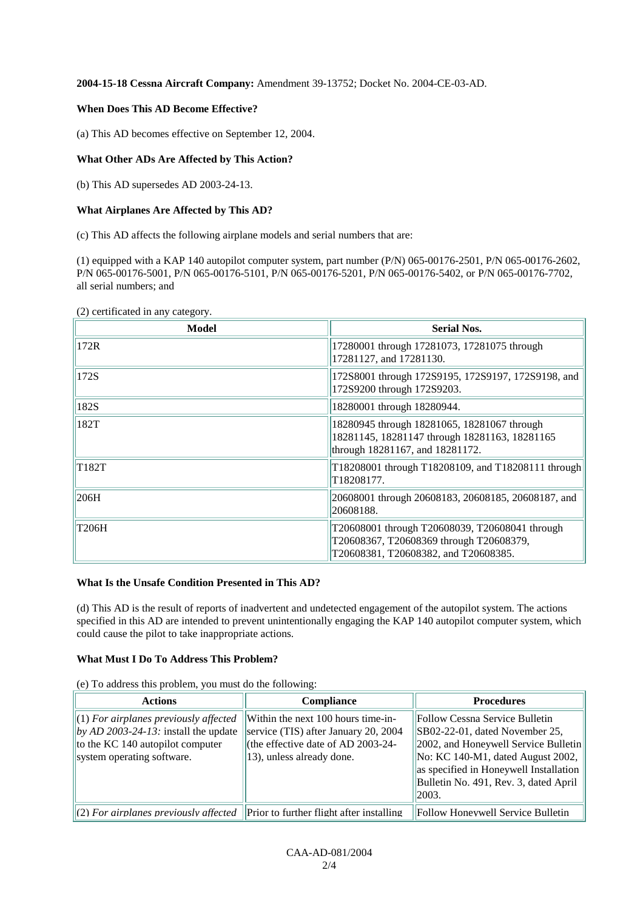**2004-15-18 Cessna Aircraft Company:** Amendment 39-13752; Docket No. 2004-CE-03-AD.

**When Does This AD Become Effective?**

(a) This AD becomes effective on September 12, 2004.

**What Other ADs Are Affected by This Action?**

(b) This AD supersedes AD 2003-24-13.

**What Airplanes Are Affected by This AD?**

(c) This AD affects the following airplane models and serial numbers that are:

(1) equipped with a KAP 140 autopilot computer system, part number (P/N) 065-00176-2501, P/N 065-00176-2602, P/N 065-00176-5001, P/N 065-00176-5101, P/N 065-00176-5201, P/N 065-00176-5402, or P/N 065-00176-7702, all serial numbers; and

(2) certificated in any category.

| Model | Serial Nos. |
|---|---|
| 172R | 17280001 through 17281073, 17281075 through 17281127, and 17281130. |
| 172S | 172S8001 through 172S9195, 172S9197, 172S9198, and 172S9200 through 172S9203. |
| 182S | 18280001 through 18280944. |
| 182T | 18280945 through 18281065, 18281067 through 18281145, 18281147 through 18281163, 18281165 through 18281167, and 18281172. |
| T182T | T18208001 through T18208109, and T18208111 through T18208177. |
| 206H | 20608001 through 20608183, 20608185, 20608187, and 20608188. |
| T206H | T20608001 through T20608039, T20608041 through T20608367, T20608369 through T20608379, T20608381, T20608382, and T20608385. |

**What Is the Unsafe Condition Presented in This AD?**

(d) This AD is the result of reports of inadvertent and undetected engagement of the autopilot system. The actions specified in this AD are intended to prevent unintentionally engaging the KAP 140 autopilot computer system, which could cause the pilot to take inappropriate actions.

**What Must I Do To Address This Problem?**

(e) To address this problem, you must do the following:

| Actions | Compliance | Procedures |
|---|---|---|
| (1) *For airplanes previously affected by AD 2003-24-13:* install the update to the KC 140 autopilot computer system operating software. | Within the next 100 hours time-in-service (TIS) after January 20, 2004 (the effective date of AD 2003-24-13), unless already done. | Follow Cessna Service Bulletin SB02-22-01, dated November 25, 2002, and Honeywell Service Bulletin No: KC 140-M1, dated August 2002, as specified in Honeywell Installation Bulletin No. 491, Rev. 3, dated April 2003. |
| (2) *For airplanes previously affected* | Prior to further flight after installing | Follow Honeywell Service Bulletin |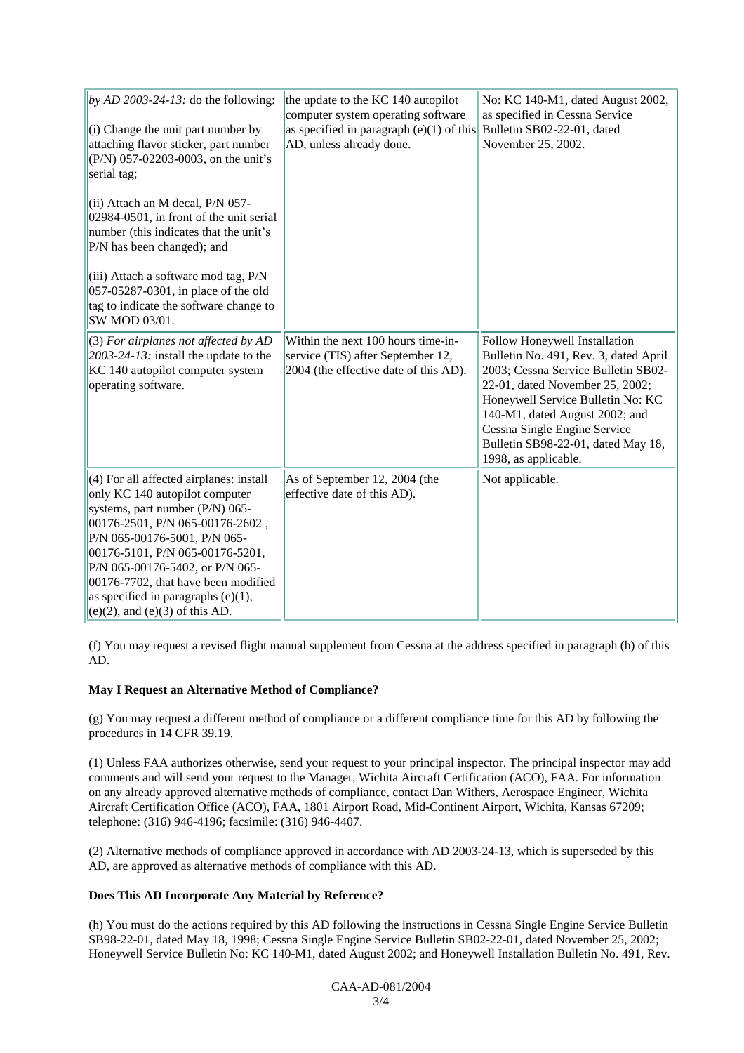| | | |
|---|---|---|
| *by AD 2003-24-13:* do the following:<br><br>(i) Change the unit part number by attaching flavor sticker, part number (P/N) 057-02203-0003, on the unit's serial tag;<br><br>(ii) Attach an M decal, P/N 057-02984-0501, in front of the unit serial number (this indicates that the unit's P/N has been changed); and<br><br>(iii) Attach a software mod tag, P/N 057-05287-0301, in place of the old tag to indicate the software change to SW MOD 03/01. | the update to the KC 140 autopilot computer system operating software as specified in paragraph (e)(1) of this AD, unless already done. | No: KC 140-M1, dated August 2002, as specified in Cessna Service Bulletin SB02-22-01, dated November 25, 2002. |
| (3) *For airplanes not affected by AD 2003-24-13:* install the update to the KC 140 autopilot computer system operating software. | Within the next 100 hours time-in-service (TIS) after September 12, 2004 (the effective date of this AD). | Follow Honeywell Installation Bulletin No. 491, Rev. 3, dated April 2003; Cessna Service Bulletin SB02-22-01, dated November 25, 2002; Honeywell Service Bulletin No: KC 140-M1, dated August 2002; and Cessna Single Engine Service Bulletin SB98-22-01, dated May 18, 1998, as applicable. |
| (4) For all affected airplanes: install only KC 140 autopilot computer systems, part number (P/N) 065-00176-2501, P/N 065-00176-2602 , P/N 065-00176-5001, P/N 065-00176-5101, P/N 065-00176-5201, P/N 065-00176-5402, or P/N 065-00176-7702, that have been modified as specified in paragraphs (e)(1), (e)(2), and (e)(3) of this AD. | As of September 12, 2004 (the effective date of this AD). | Not applicable. |

(f) You may request a revised flight manual supplement from Cessna at the address specified in paragraph (h) of this AD.

**May I Request an Alternative Method of Compliance?**

(g) You may request a different method of compliance or a different compliance time for this AD by following the procedures in 14 CFR 39.19.

(1) Unless FAA authorizes otherwise, send your request to your principal inspector. The principal inspector may add comments and will send your request to the Manager, Wichita Aircraft Certification (ACO), FAA. For information on any already approved alternative methods of compliance, contact Dan Withers, Aerospace Engineer, Wichita Aircraft Certification Office (ACO), FAA, 1801 Airport Road, Mid-Continent Airport, Wichita, Kansas 67209; telephone: (316) 946-4196; facsimile: (316) 946-4407.

(2) Alternative methods of compliance approved in accordance with AD 2003-24-13, which is superseded by this AD, are approved as alternative methods of compliance with this AD.

**Does This AD Incorporate Any Material by Reference?**

(h) You must do the actions required by this AD following the instructions in Cessna Single Engine Service Bulletin SB98-22-01, dated May 18, 1998; Cessna Single Engine Service Bulletin SB02-22-01, dated November 25, 2002; Honeywell Service Bulletin No: KC 140-M1, dated August 2002; and Honeywell Installation Bulletin No. 491, Rev.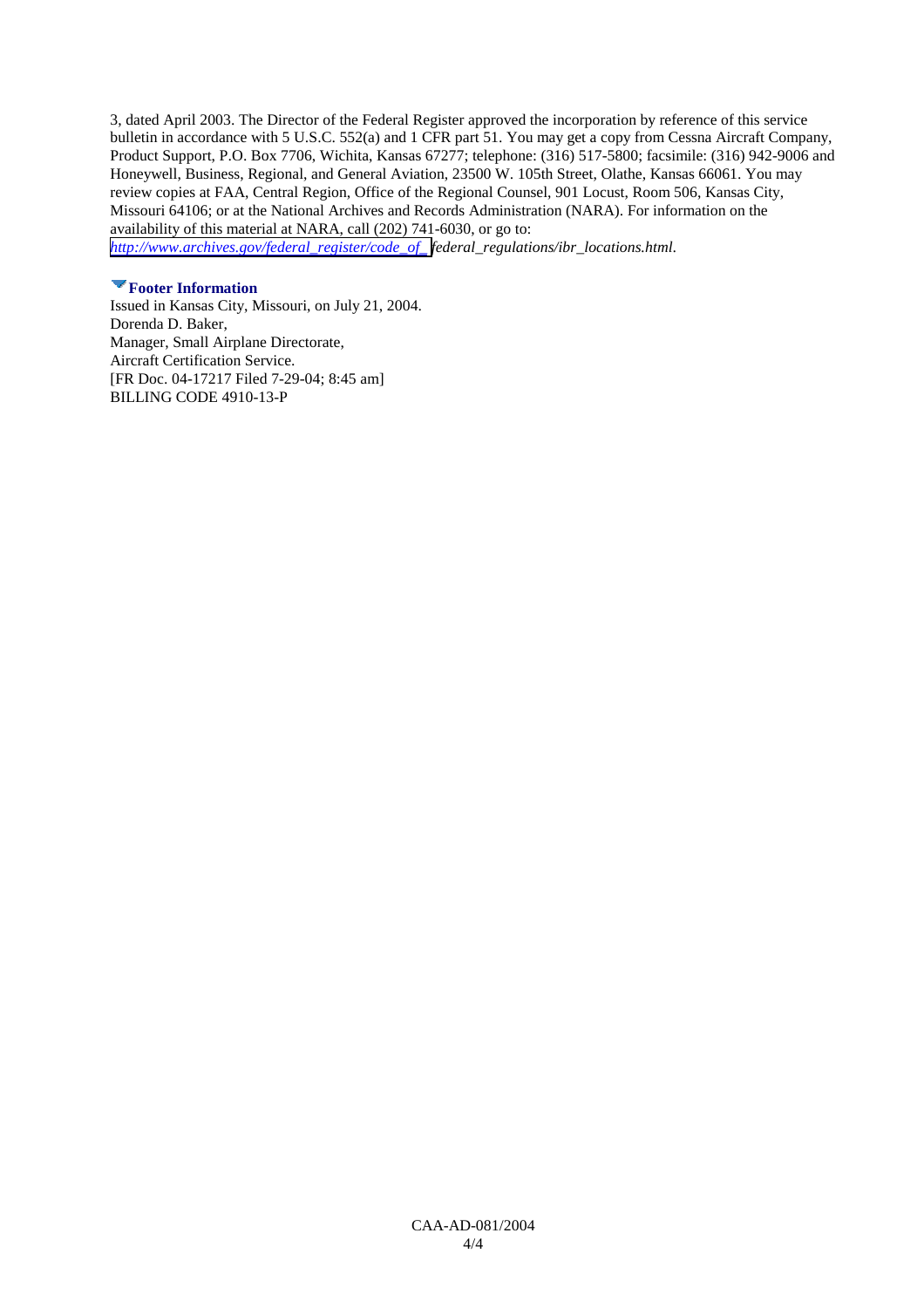3, dated April 2003. The Director of the Federal Register approved the incorporation by reference of this service bulletin in accordance with 5 U.S.C. 552(a) and 1 CFR part 51. You may get a copy from Cessna Aircraft Company, Product Support, P.O. Box 7706, Wichita, Kansas 67277; telephone: (316) 517-5800; facsimile: (316) 942-9006 and Honeywell, Business, Regional, and General Aviation, 23500 W. 105th Street, Olathe, Kansas 66061. You may review copies at FAA, Central Region, Office of the Regional Counsel, 901 Locust, Room 506, Kansas City, Missouri 64106; or at the National Archives and Records Administration (NARA). For information on the availability of this material at NARA, call (202) 741-6030, or go to: *http://www.archives.gov/federal_register/code_of_federal_regulations/ibr_locations.html.*

## Footer Information

Issued in Kansas City, Missouri, on July 21, 2004.
Dorenda D. Baker,
Manager, Small Airplane Directorate,
Aircraft Certification Service.
[FR Doc. 04-17217 Filed 7-29-04; 8:45 am]
BILLING CODE 4910-13-P